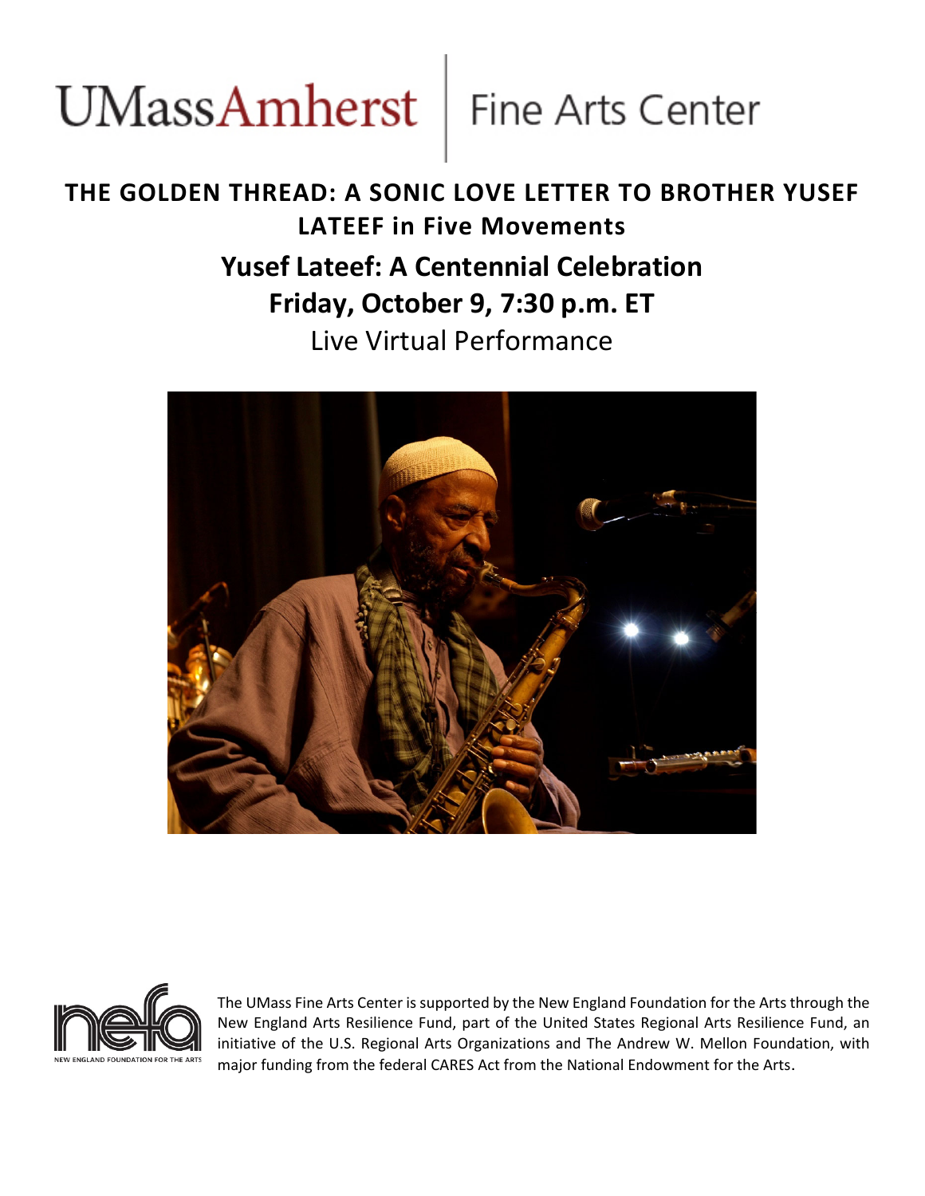UMassAmherst | Fine Arts Center

# THE GOLDEN THREAD: A SONIC LOVE LETTER TO BROTHER YUSEF LATEEF in Five Movements

## Yusef Lateef: A Centennial Celebration

## Friday, October 9, 7:30 p.m. ET

Live Virtual Performance

The UMass Fine Arts Center is supported by the New England Foundation for the Arts through the New England Arts Resilience Fund, part of the United States Regional Arts Resilience Fund, an initiative of the U.S. Regional Arts Organizations and The Andrew W. Mellon Foundation, with major funding from the federal CARES Act from the National Endowment for the Arts.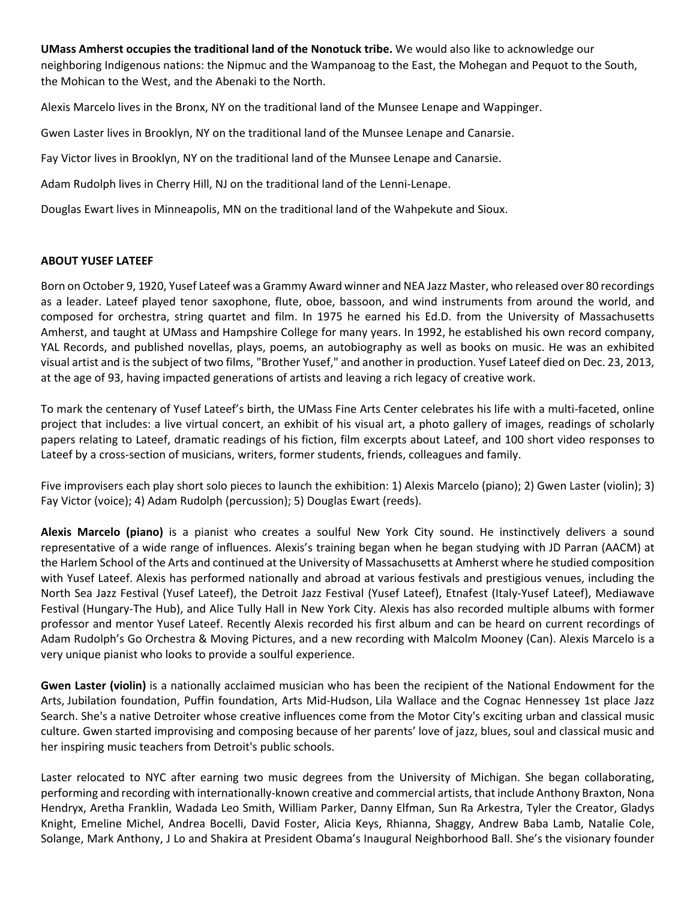**UMass Amherst occupies the traditional land of the Nonotuck tribe.** We would also like to acknowledge our neighboring Indigenous nations: the Nipmuc and the Wampanoag to the East, the Mohegan and Pequot to the South, the Mohican to the West, and the Abenaki to the North.

Alexis Marcelo lives in the Bronx, NY on the traditional land of the Munsee Lenape and Wappinger.

Gwen Laster lives in Brooklyn, NY on the traditional land of the Munsee Lenape and Canarsie.

Fay Victor lives in Brooklyn, NY on the traditional land of the Munsee Lenape and Canarsie.

Adam Rudolph lives in Cherry Hill, NJ on the traditional land of the Lenni-Lenape.

Douglas Ewart lives in Minneapolis, MN on the traditional land of the Wahpekute and Sioux.

## ABOUT YUSEF LATEEF

Born on October 9, 1920, Yusef Lateef was a Grammy Award winner and NEA Jazz Master, who released over 80 recordings as a leader. Lateef played tenor saxophone, flute, oboe, bassoon, and wind instruments from around the world, and composed for orchestra, string quartet and film. In 1975 he earned his Ed.D. from the University of Massachusetts Amherst, and taught at UMass and Hampshire College for many years. In 1992, he established his own record company, YAL Records, and published novellas, plays, poems, an autobiography as well as books on music. He was an exhibited visual artist and is the subject of two films, "Brother Yusef," and another in production. Yusef Lateef died on Dec. 23, 2013, at the age of 93, having impacted generations of artists and leaving a rich legacy of creative work.

To mark the centenary of Yusef Lateef's birth, the UMass Fine Arts Center celebrates his life with a multi-faceted, online project that includes: a live virtual concert, an exhibit of his visual art, a photo gallery of images, readings of scholarly papers relating to Lateef, dramatic readings of his fiction, film excerpts about Lateef, and 100 short video responses to Lateef by a cross-section of musicians, writers, former students, friends, colleagues and family.

Five improvisers each play short solo pieces to launch the exhibition: 1) Alexis Marcelo (piano); 2) Gwen Laster (violin); 3) Fay Victor (voice); 4) Adam Rudolph (percussion); 5) Douglas Ewart (reeds).

**Alexis Marcelo (piano)** is a pianist who creates a soulful New York City sound. He instinctively delivers a sound representative of a wide range of influences. Alexis's training began when he began studying with JD Parran (AACM) at the Harlem School of the Arts and continued at the University of Massachusetts at Amherst where he studied composition with Yusef Lateef. Alexis has performed nationally and abroad at various festivals and prestigious venues, including the North Sea Jazz Festival (Yusef Lateef), the Detroit Jazz Festival (Yusef Lateef), Etnafest (Italy-Yusef Lateef), Mediawave Festival (Hungary-The Hub), and Alice Tully Hall in New York City. Alexis has also recorded multiple albums with former professor and mentor Yusef Lateef. Recently Alexis recorded his first album and can be heard on current recordings of Adam Rudolph's Go Orchestra & Moving Pictures, and a new recording with Malcolm Mooney (Can). Alexis Marcelo is a very unique pianist who looks to provide a soulful experience.

**Gwen Laster (violin)** is a nationally acclaimed musician who has been the recipient of the National Endowment for the Arts, Jubilation foundation, Puffin foundation, Arts Mid-Hudson, Lila Wallace and the Cognac Hennessey 1st place Jazz Search. She's a native Detroiter whose creative influences come from the Motor City's exciting urban and classical music culture. Gwen started improvising and composing because of her parents' love of jazz, blues, soul and classical music and her inspiring music teachers from Detroit's public schools.

Laster relocated to NYC after earning two music degrees from the University of Michigan. She began collaborating, performing and recording with internationally-known creative and commercial artists, that include Anthony Braxton, Nona Hendryx, Aretha Franklin, Wadada Leo Smith, William Parker, Danny Elfman, Sun Ra Arkestra, Tyler the Creator, Gladys Knight, Emeline Michel, Andrea Bocelli, David Foster, Alicia Keys, Rhianna, Shaggy, Andrew Baba Lamb, Natalie Cole, Solange, Mark Anthony, J Lo and Shakira at President Obama's Inaugural Neighborhood Ball. She's the visionary founder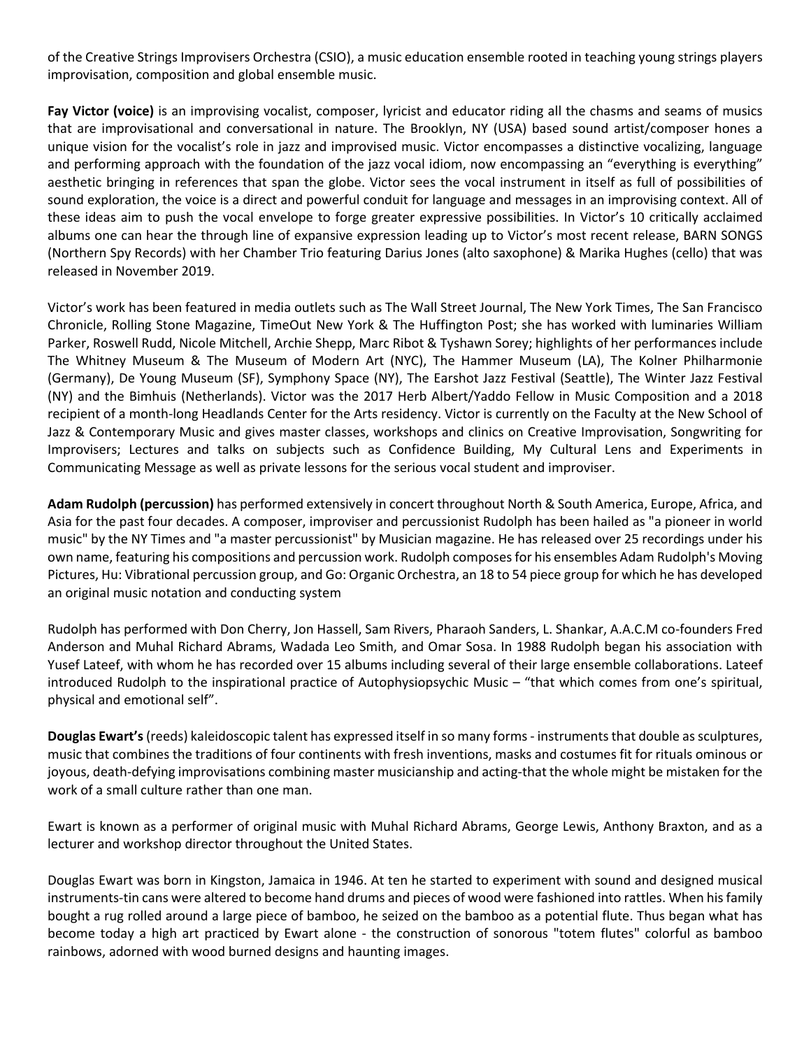of the Creative Strings Improvisers Orchestra (CSIO), a music education ensemble rooted in teaching young strings players improvisation, composition and global ensemble music.

**Fay Victor (voice)** is an improvising vocalist, composer, lyricist and educator riding all the chasms and seams of musics that are improvisational and conversational in nature. The Brooklyn, NY (USA) based sound artist/composer hones a unique vision for the vocalist's role in jazz and improvised music. Victor encompasses a distinctive vocalizing, language and performing approach with the foundation of the jazz vocal idiom, now encompassing an "everything is everything" aesthetic bringing in references that span the globe. Victor sees the vocal instrument in itself as full of possibilities of sound exploration, the voice is a direct and powerful conduit for language and messages in an improvising context. All of these ideas aim to push the vocal envelope to forge greater expressive possibilities. In Victor's 10 critically acclaimed albums one can hear the through line of expansive expression leading up to Victor's most recent release, BARN SONGS (Northern Spy Records) with her Chamber Trio featuring Darius Jones (alto saxophone) & Marika Hughes (cello) that was released in November 2019.

Victor's work has been featured in media outlets such as The Wall Street Journal, The New York Times, The San Francisco Chronicle, Rolling Stone Magazine, TimeOut New York & The Huffington Post; she has worked with luminaries William Parker, Roswell Rudd, Nicole Mitchell, Archie Shepp, Marc Ribot & Tyshawn Sorey; highlights of her performances include The Whitney Museum & The Museum of Modern Art (NYC), The Hammer Museum (LA), The Kolner Philharmonie (Germany), De Young Museum (SF), Symphony Space (NY), The Earshot Jazz Festival (Seattle), The Winter Jazz Festival (NY) and the Bimhuis (Netherlands). Victor was the 2017 Herb Albert/Yaddo Fellow in Music Composition and a 2018 recipient of a month-long Headlands Center for the Arts residency. Victor is currently on the Faculty at the New School of Jazz & Contemporary Music and gives master classes, workshops and clinics on Creative Improvisation, Songwriting for Improvisers; Lectures and talks on subjects such as Confidence Building, My Cultural Lens and Experiments in Communicating Message as well as private lessons for the serious vocal student and improviser.

**Adam Rudolph (percussion)** has performed extensively in concert throughout North & South America, Europe, Africa, and Asia for the past four decades. A composer, improviser and percussionist Rudolph has been hailed as "a pioneer in world music" by the NY Times and "a master percussionist" by Musician magazine. He has released over 25 recordings under his own name, featuring his compositions and percussion work. Rudolph composes for his ensembles Adam Rudolph's Moving Pictures, Hu: Vibrational percussion group, and Go: Organic Orchestra, an 18 to 54 piece group for which he has developed an original music notation and conducting system

Rudolph has performed with Don Cherry, Jon Hassell, Sam Rivers, Pharaoh Sanders, L. Shankar, A.A.C.M co-founders Fred Anderson and Muhal Richard Abrams, Wadada Leo Smith, and Omar Sosa. In 1988 Rudolph began his association with Yusef Lateef, with whom he has recorded over 15 albums including several of their large ensemble collaborations. Lateef introduced Rudolph to the inspirational practice of Autophysiopsychic Music – "that which comes from one's spiritual, physical and emotional self".

**Douglas Ewart's** (reeds) kaleidoscopic talent has expressed itself in so many forms - instruments that double as sculptures, music that combines the traditions of four continents with fresh inventions, masks and costumes fit for rituals ominous or joyous, death-defying improvisations combining master musicianship and acting-that the whole might be mistaken for the work of a small culture rather than one man.

Ewart is known as a performer of original music with Muhal Richard Abrams, George Lewis, Anthony Braxton, and as a lecturer and workshop director throughout the United States.

Douglas Ewart was born in Kingston, Jamaica in 1946. At ten he started to experiment with sound and designed musical instruments-tin cans were altered to become hand drums and pieces of wood were fashioned into rattles. When his family bought a rug rolled around a large piece of bamboo, he seized on the bamboo as a potential flute. Thus began what has become today a high art practiced by Ewart alone - the construction of sonorous "totem flutes" colorful as bamboo rainbows, adorned with wood burned designs and haunting images.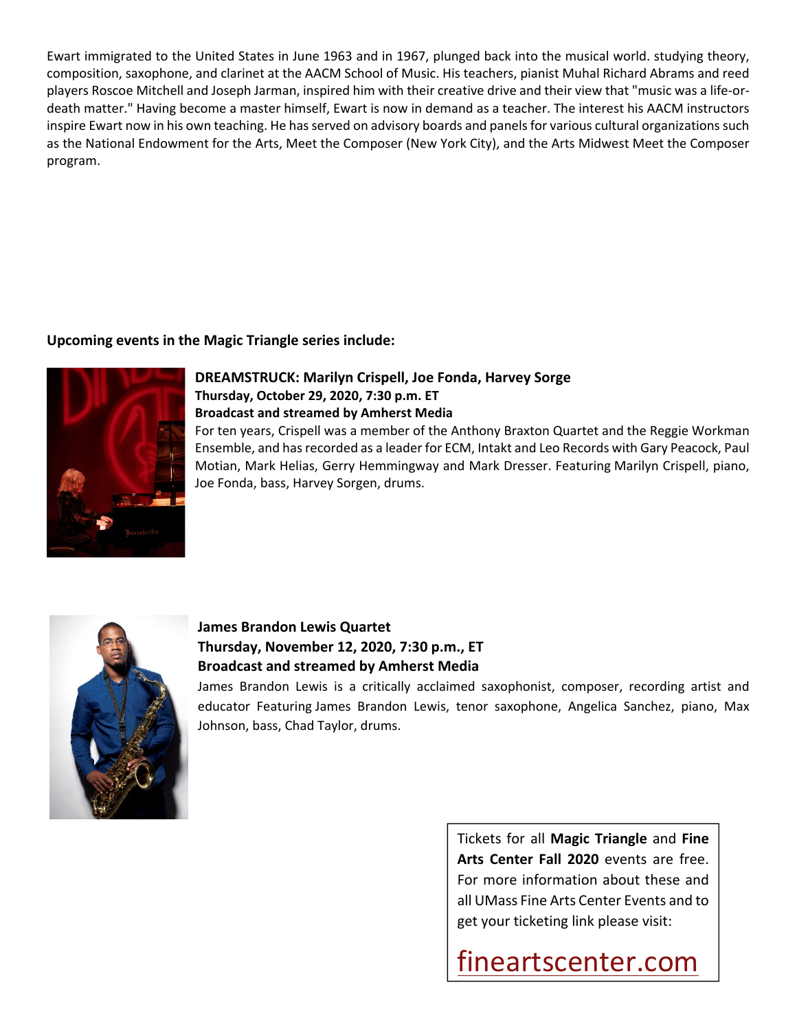Ewart immigrated to the United States in June 1963 and in 1967, plunged back into the musical world. studying theory, composition, saxophone, and clarinet at the AACM School of Music. His teachers, pianist Muhal Richard Abrams and reed players Roscoe Mitchell and Joseph Jarman, inspired him with their creative drive and their view that "music was a life-or-death matter." Having become a master himself, Ewart is now in demand as a teacher. The interest his AACM instructors inspire Ewart now in his own teaching. He has served on advisory boards and panels for various cultural organizations such as the National Endowment for the Arts, Meet the Composer (New York City), and the Arts Midwest Meet the Composer program.

**Upcoming events in the Magic Triangle series include:**

**DREAMSTRUCK: Marilyn Crispell, Joe Fonda, Harvey Sorge**
**Thursday, October 29, 2020, 7:30 p.m. ET**
**Broadcast and streamed by Amherst Media**

For ten years, Crispell was a member of the Anthony Braxton Quartet and the Reggie Workman Ensemble, and has recorded as a leader for ECM, Intakt and Leo Records with Gary Peacock, Paul Motian, Mark Helias, Gerry Hemmingway and Mark Dresser. Featuring Marilyn Crispell, piano, Joe Fonda, bass, Harvey Sorgen, drums.

**James Brandon Lewis Quartet**
**Thursday, November 12, 2020, 7:30 p.m., ET**
**Broadcast and streamed by Amherst Media**

James Brandon Lewis is a critically acclaimed saxophonist, composer, recording artist and educator Featuring James Brandon Lewis, tenor saxophone, Angelica Sanchez, piano, Max Johnson, bass, Chad Taylor, drums.

Tickets for all **Magic Triangle** and **Fine Arts Center Fall 2020** events are free. For more information about these and all UMass Fine Arts Center Events and to get your ticketing link please visit:

fineartscenter.com